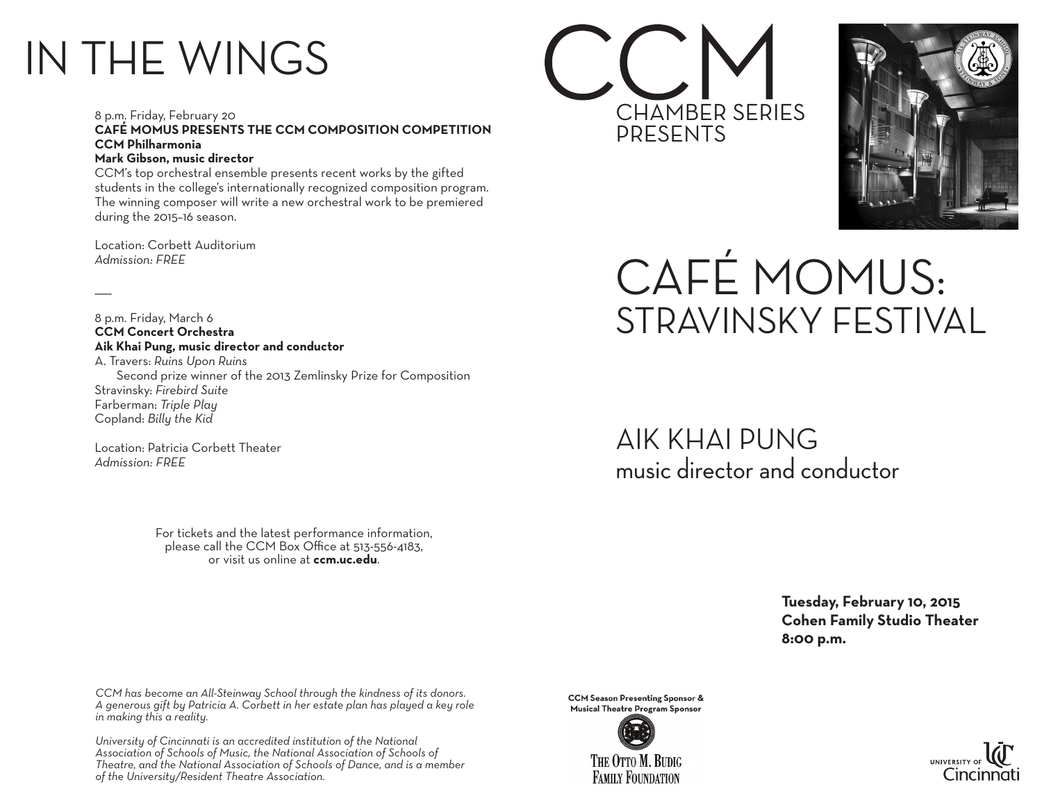# IN THE WINGS

8 p.m. Friday, February 20
**CAFÉ MOMUS PRESENTS THE CCM COMPOSITION COMPETITION**
**CCM Philharmonia**
**Mark Gibson, music director**
CCM's top orchestral ensemble presents recent works by the gifted students in the college's internationally recognized composition program. The winning composer will write a new orchestral work to be premiered during the 2015–16 season.

Location: Corbett Auditorium
*Admission: FREE*

—

8 p.m. Friday, March 6
**CCM Concert Orchestra**
**Aik Khai Pung, music director and conductor**
A. Travers: *Ruins Upon Ruins*
Second prize winner of the 2013 Zemlinsky Prize for Composition
Stravinsky: *Firebird Suite*
Farberman: *Triple Play*
Copland: *Billy the Kid*

Location: Patricia Corbett Theater
*Admission: FREE*

For tickets and the latest performance information, please call the CCM Box Office at 513-556-4183, or visit us online at **ccm.uc.edu**.

*CCM has become an All-Steinway School through the kindness of its donors. A generous gift by Patricia A. Corbett in her estate plan has played a key role in making this a reality.*

*University of Cincinnati is an accredited institution of the National Association of Schools of Music, the National Association of Schools of Theatre, and the National Association of Schools of Dance, and is a member of the University/Resident Theatre Association.*

# CCM
## CHAMBER SERIES PRESENTS

# CAFÉ MOMUS:
## STRAVINSKY FESTIVAL

## AIK KHAI PUNG
music director and conductor

**Tuesday, February 10, 2015**
**Cohen Family Studio Theater**
**8:00 p.m.**

**CCM Season Presenting Sponsor & Musical Theatre Program Sponsor**
THE OTTO M. BUDIG FAMILY FOUNDATION

UNIVERSITY OF Cincinnati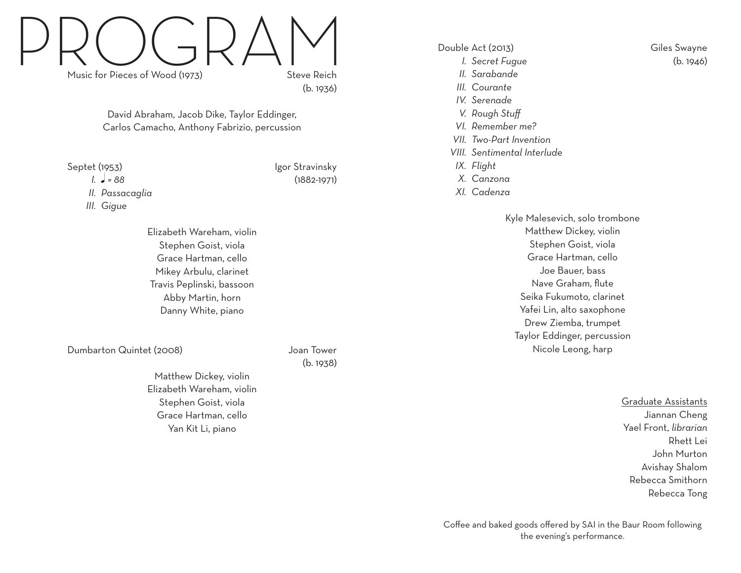# PROGRAM

Music for Pieces of Wood (1973) — Steve Reich (b. 1936)

David Abraham, Jacob Dike, Taylor Eddinger,
Carlos Camacho, Anthony Fabrizio, percussion

Septet (1953) — Igor Stravinsky (1882-1971)

*I. ♩ = 88*
*II. Passacaglia*
*III. Gigue*

Elizabeth Wareham, violin
Stephen Goist, viola
Grace Hartman, cello
Mikey Arbulu, clarinet
Travis Peplinski, bassoon
Abby Martin, horn
Danny White, piano

Dumbarton Quintet (2008) — Joan Tower (b. 1938)

Matthew Dickey, violin
Elizabeth Wareham, violin
Stephen Goist, viola
Grace Hartman, cello
Yan Kit Li, piano

Double Act (2013) — Giles Swayne (b. 1946)

*I. Secret Fugue*
*II. Sarabande*
*III. Courante*
*IV. Serenade*
*V. Rough Stuff*
*VI. Remember me?*
*VII. Two-Part Invention*
*VIII. Sentimental Interlude*
*IX. Flight*
*X. Canzona*
*XI. Cadenza*

Kyle Malesevich, solo trombone
Matthew Dickey, violin
Stephen Goist, viola
Grace Hartman, cello
Joe Bauer, bass
Nave Graham, flute
Seika Fukumoto, clarinet
Yafei Lin, alto saxophone
Drew Ziemba, trumpet
Taylor Eddinger, percussion
Nicole Leong, harp

Graduate Assistants

Jiannan Cheng
Yael Front, *librarian*
Rhett Lei
John Murton
Avishay Shalom
Rebecca Smithorn
Rebecca Tong

Coffee and baked goods offered by SAI in the Baur Room following the evening's performance.